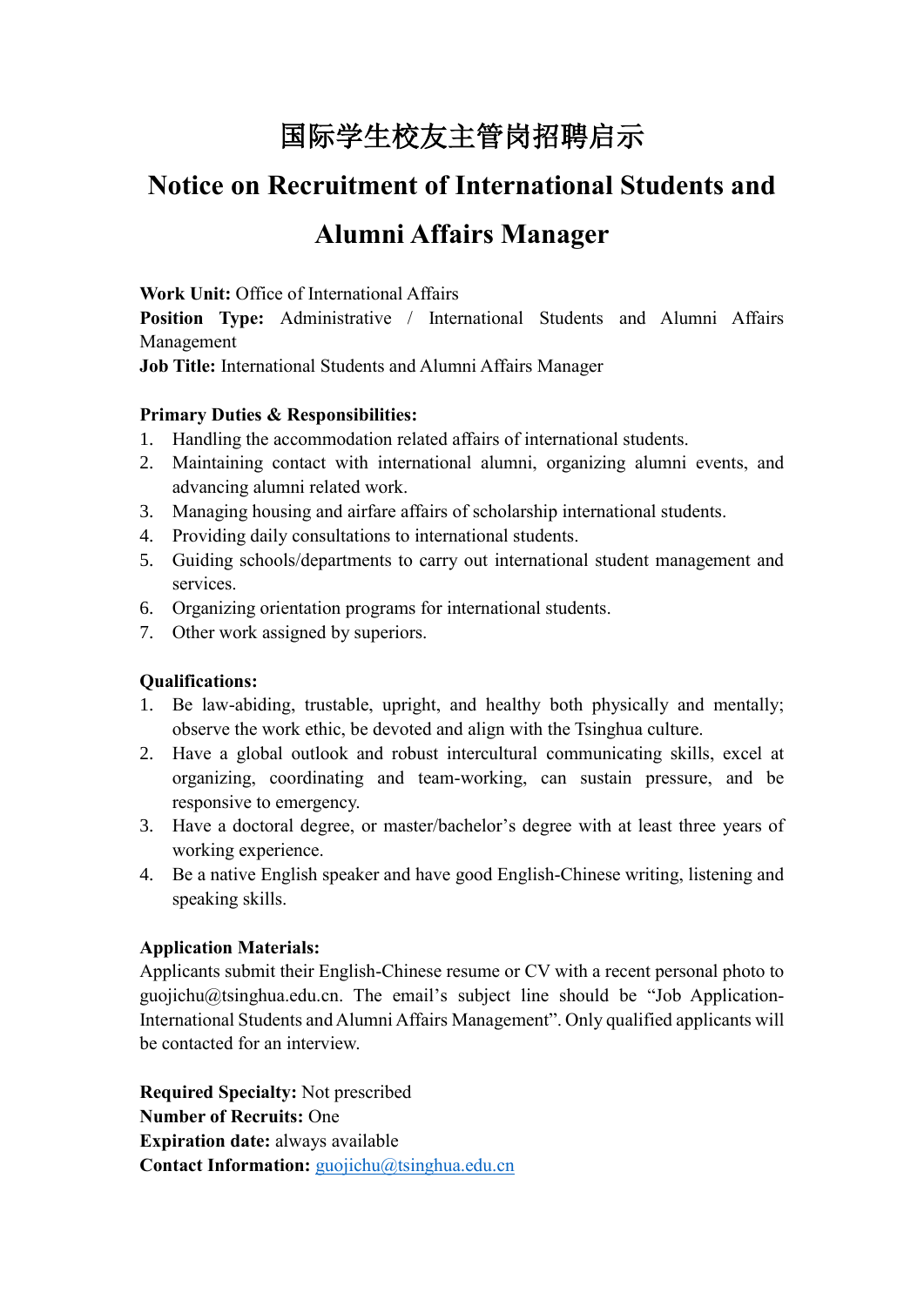# 国际学生校友主管岗招聘启示

# Notice on Recruitment of International Students and Alumni Affairs Manager

**Work Unit:** Office of International Affairs
**Position Type:** Administrative / International Students and Alumni Affairs Management
**Job Title:** International Students and Alumni Affairs Manager

**Primary Duties & Responsibilities:**

1. Handling the accommodation related affairs of international students.
2. Maintaining contact with international alumni, organizing alumni events, and advancing alumni related work.
3. Managing housing and airfare affairs of scholarship international students.
4. Providing daily consultations to international students.
5. Guiding schools/departments to carry out international student management and services.
6. Organizing orientation programs for international students.
7. Other work assigned by superiors.

**Qualifications:**

1. Be law-abiding, trustable, upright, and healthy both physically and mentally; observe the work ethic, be devoted and align with the Tsinghua culture.
2. Have a global outlook and robust intercultural communicating skills, excel at organizing, coordinating and team-working, can sustain pressure, and be responsive to emergency.
3. Have a doctoral degree, or master/bachelor's degree with at least three years of working experience.
4. Be a native English speaker and have good English-Chinese writing, listening and speaking skills.

**Application Materials:**

Applicants submit their English-Chinese resume or CV with a recent personal photo to guojichu@tsinghua.edu.cn. The email's subject line should be "Job Application-International Students and Alumni Affairs Management". Only qualified applicants will be contacted for an interview.

**Required Specialty:** Not prescribed
**Number of Recruits:** One
**Expiration date:** always available
**Contact Information:** guojichu@tsinghua.edu.cn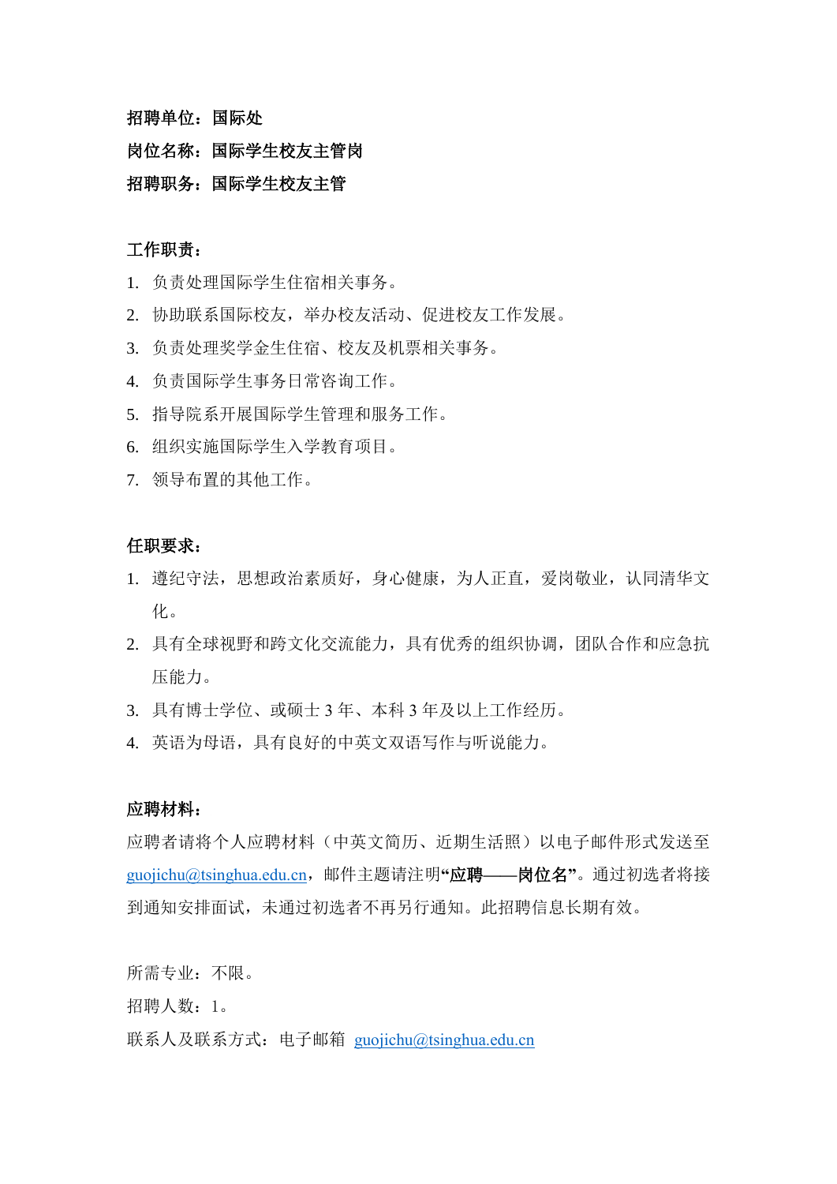**招聘单位：国际处**

**岗位名称：国际学生校友主管岗**

**招聘职务：国际学生校友主管**

**工作职责：**

1. 负责处理国际学生住宿相关事务。
2. 协助联系国际校友，举办校友活动、促进校友工作发展。
3. 负责处理奖学金生住宿、校友及机票相关事务。
4. 负责国际学生事务日常咨询工作。
5. 指导院系开展国际学生管理和服务工作。
6. 组织实施国际学生入学教育项目。
7. 领导布置的其他工作。

**任职要求：**

1. 遵纪守法，思想政治素质好，身心健康，为人正直，爱岗敬业，认同清华文化。
2. 具有全球视野和跨文化交流能力，具有优秀的组织协调，团队合作和应急抗压能力。
3. 具有博士学位、或硕士 3 年、本科 3 年及以上工作经历。
4. 英语为母语，具有良好的中英文双语写作与听说能力。

**应聘材料：**

应聘者请将个人应聘材料（中英文简历、近期生活照）以电子邮件形式发送至 guojichu@tsinghua.edu.cn，邮件主题请注明**“应聘——岗位名”**。通过初选者将接到通知安排面试，未通过初选者不再另行通知。此招聘信息长期有效。

所需专业：不限。

招聘人数：1。

联系人及联系方式：电子邮箱 guojichu@tsinghua.edu.cn